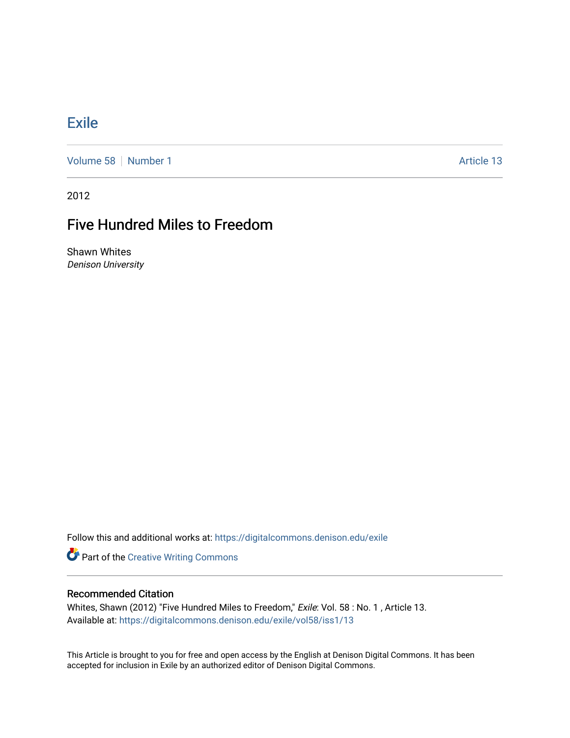# Exile

Volume 58 | Number 1 Article 13

2012

## Five Hundred Miles to Freedom

Shawn Whites
*Denison University*

Follow this and additional works at: https://digitalcommons.denison.edu/exile

Part of the Creative Writing Commons

### Recommended Citation

Whites, Shawn (2012) "Five Hundred Miles to Freedom," *Exile*: Vol. 58 : No. 1 , Article 13.
Available at: https://digitalcommons.denison.edu/exile/vol58/iss1/13

This Article is brought to you for free and open access by the English at Denison Digital Commons. It has been accepted for inclusion in Exile by an authorized editor of Denison Digital Commons.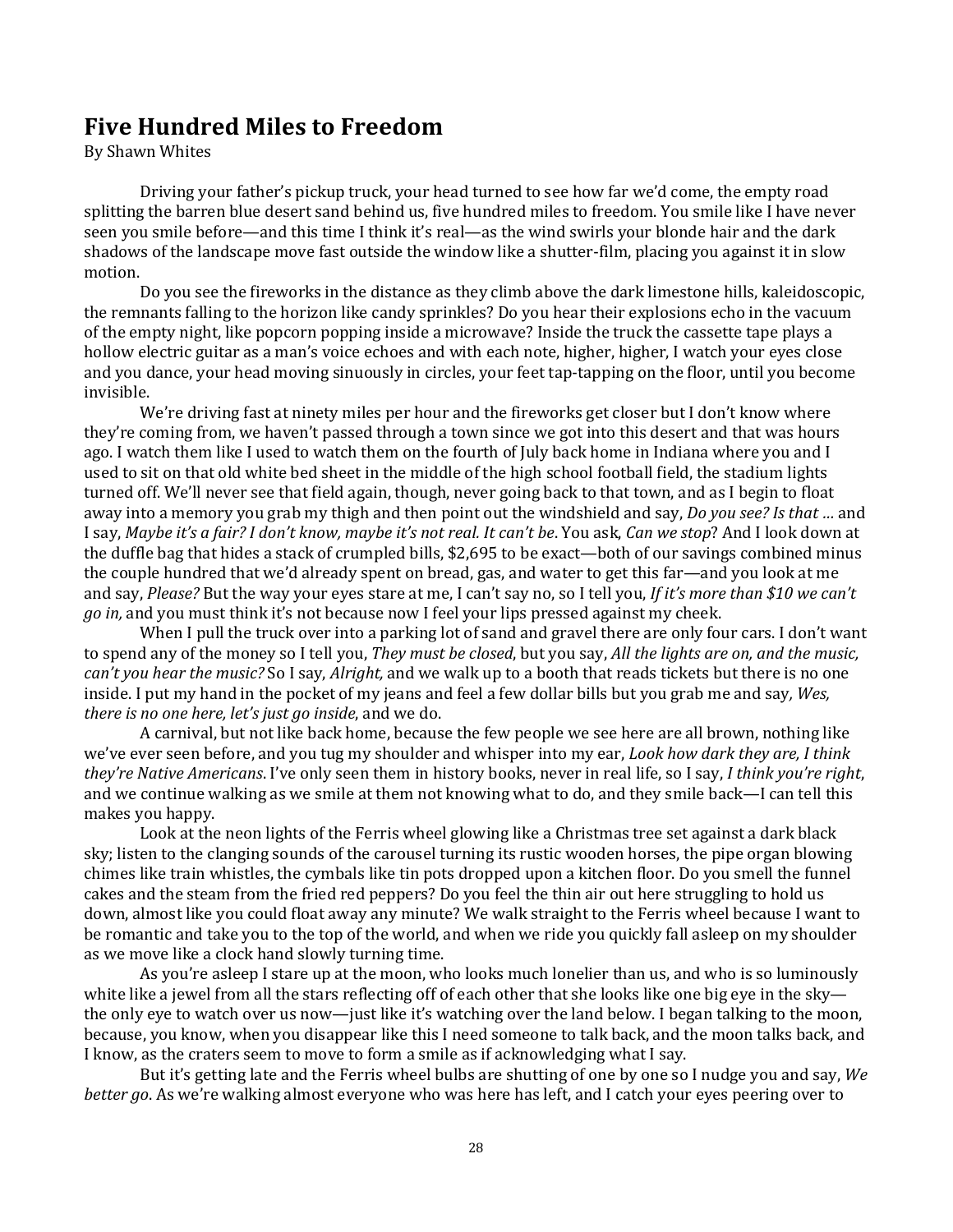## Five Hundred Miles to Freedom

By Shawn Whites

Driving your father's pickup truck, your head turned to see how far we'd come, the empty road splitting the barren blue desert sand behind us, five hundred miles to freedom. You smile like I have never seen you smile before—and this time I think it's real—as the wind swirls your blonde hair and the dark shadows of the landscape move fast outside the window like a shutter-film, placing you against it in slow motion.

Do you see the fireworks in the distance as they climb above the dark limestone hills, kaleidoscopic, the remnants falling to the horizon like candy sprinkles? Do you hear their explosions echo in the vacuum of the empty night, like popcorn popping inside a microwave? Inside the truck the cassette tape plays a hollow electric guitar as a man's voice echoes and with each note, higher, higher, I watch your eyes close and you dance, your head moving sinuously in circles, your feet tap-tapping on the floor, until you become invisible.

We're driving fast at ninety miles per hour and the fireworks get closer but I don't know where they're coming from, we haven't passed through a town since we got into this desert and that was hours ago. I watch them like I used to watch them on the fourth of July back home in Indiana where you and I used to sit on that old white bed sheet in the middle of the high school football field, the stadium lights turned off. We'll never see that field again, though, never going back to that town, and as I begin to float away into a memory you grab my thigh and then point out the windshield and say, *Do you see? Is that …* and I say, *Maybe it's a fair? I don't know, maybe it's not real. It can't be*. You ask, *Can we stop*? And I look down at the duffle bag that hides a stack of crumpled bills, $2,695 to be exact—both of our savings combined minus the couple hundred that we'd already spent on bread, gas, and water to get this far—and you look at me and say, *Please?* But the way your eyes stare at me, I can't say no, so I tell you, *If it's more than $10 we can't go in,* and you must think it's not because now I feel your lips pressed against my cheek.

When I pull the truck over into a parking lot of sand and gravel there are only four cars. I don't want to spend any of the money so I tell you, *They must be closed*, but you say, *All the lights are on, and the music, can't you hear the music?* So I say, *Alright,* and we walk up to a booth that reads tickets but there is no one inside. I put my hand in the pocket of my jeans and feel a few dollar bills but you grab me and say*, Wes, there is no one here, let's just go inside*, and we do.

A carnival, but not like back home, because the few people we see here are all brown, nothing like we've ever seen before, and you tug my shoulder and whisper into my ear, *Look how dark they are, I think they're Native Americans*. I've only seen them in history books, never in real life, so I say, *I think you're right*, and we continue walking as we smile at them not knowing what to do, and they smile back—I can tell this makes you happy.

Look at the neon lights of the Ferris wheel glowing like a Christmas tree set against a dark black sky; listen to the clanging sounds of the carousel turning its rustic wooden horses, the pipe organ blowing chimes like train whistles, the cymbals like tin pots dropped upon a kitchen floor. Do you smell the funnel cakes and the steam from the fried red peppers? Do you feel the thin air out here struggling to hold us down, almost like you could float away any minute? We walk straight to the Ferris wheel because I want to be romantic and take you to the top of the world, and when we ride you quickly fall asleep on my shoulder as we move like a clock hand slowly turning time.

As you're asleep I stare up at the moon, who looks much lonelier than us, and who is so luminously white like a jewel from all the stars reflecting off of each other that she looks like one big eye in the sky—the only eye to watch over us now—just like it's watching over the land below. I began talking to the moon, because, you know, when you disappear like this I need someone to talk back, and the moon talks back, and I know, as the craters seem to move to form a smile as if acknowledging what I say.

But it's getting late and the Ferris wheel bulbs are shutting of one by one so I nudge you and say, *We better go*. As we're walking almost everyone who was here has left, and I catch your eyes peering over to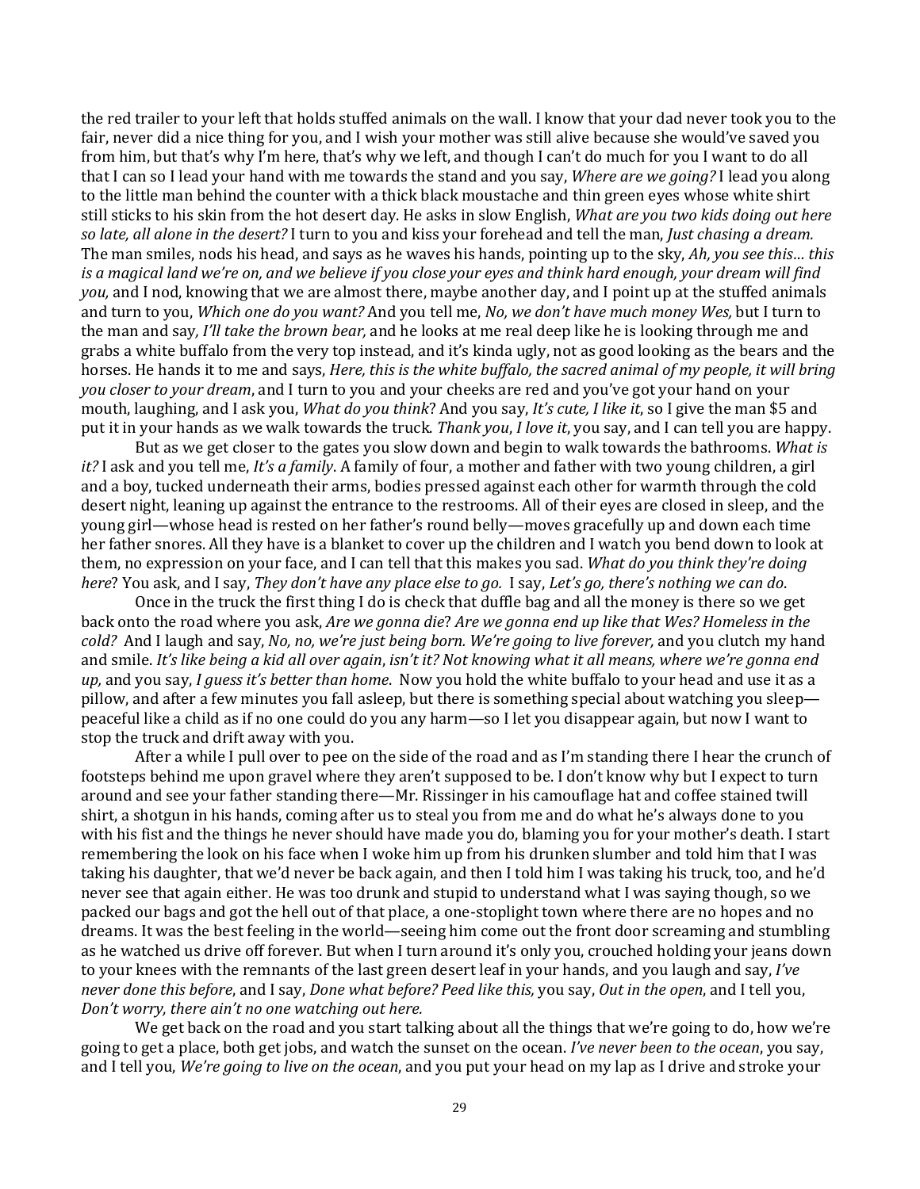the red trailer to your left that holds stuffed animals on the wall. I know that your dad never took you to the fair, never did a nice thing for you, and I wish your mother was still alive because she would've saved you from him, but that's why I'm here, that's why we left, and though I can't do much for you I want to do all that I can so I lead your hand with me towards the stand and you say, *Where are we going?* I lead you along to the little man behind the counter with a thick black moustache and thin green eyes whose white shirt still sticks to his skin from the hot desert day. He asks in slow English, *What are you two kids doing out here so late, all alone in the desert?* I turn to you and kiss your forehead and tell the man, *Just chasing a dream.* The man smiles, nods his head, and says as he waves his hands, pointing up to the sky, *Ah, you see this… this is a magical land we're on, and we believe if you close your eyes and think hard enough, your dream will find you,* and I nod, knowing that we are almost there, maybe another day, and I point up at the stuffed animals and turn to you, *Which one do you want?* And you tell me, *No, we don't have much money Wes,* but I turn to the man and say*, I'll take the brown bear,* and he looks at me real deep like he is looking through me and grabs a white buffalo from the very top instead, and it's kinda ugly, not as good looking as the bears and the horses. He hands it to me and says, *Here, this is the white buffalo, the sacred animal of my people, it will bring you closer to your dream*, and I turn to you and your cheeks are red and you've got your hand on your mouth, laughing, and I ask you, *What do you think*? And you say, *It's cute, I like it*, so I give the man $5 and put it in your hands as we walk towards the truck. *Thank you*, *I love it*, you say, and I can tell you are happy.

But as we get closer to the gates you slow down and begin to walk towards the bathrooms. *What is it?* I ask and you tell me, *It's a family*. A family of four, a mother and father with two young children, a girl and a boy, tucked underneath their arms, bodies pressed against each other for warmth through the cold desert night, leaning up against the entrance to the restrooms. All of their eyes are closed in sleep, and the young girl—whose head is rested on her father's round belly—moves gracefully up and down each time her father snores. All they have is a blanket to cover up the children and I watch you bend down to look at them, no expression on your face, and I can tell that this makes you sad. *What do you think they're doing here*? You ask, and I say, *They don't have any place else to go.* I say, *Let's go, there's nothing we can do*.

Once in the truck the first thing I do is check that duffle bag and all the money is there so we get back onto the road where you ask, *Are we gonna die*? *Are we gonna end up like that Wes? Homeless in the cold?* And I laugh and say, *No, no, we're just being born. We're going to live forever,* and you clutch my hand and smile. *It's like being a kid all over again*, *isn't it? Not knowing what it all means, where we're gonna end up,* and you say, *I guess it's better than home*. Now you hold the white buffalo to your head and use it as a pillow, and after a few minutes you fall asleep, but there is something special about watching you sleep—peaceful like a child as if no one could do you any harm—so I let you disappear again, but now I want to stop the truck and drift away with you.

After a while I pull over to pee on the side of the road and as I'm standing there I hear the crunch of footsteps behind me upon gravel where they aren't supposed to be. I don't know why but I expect to turn around and see your father standing there—Mr. Rissinger in his camouflage hat and coffee stained twill shirt, a shotgun in his hands, coming after us to steal you from me and do what he's always done to you with his fist and the things he never should have made you do, blaming you for your mother's death. I start remembering the look on his face when I woke him up from his drunken slumber and told him that I was taking his daughter, that we'd never be back again, and then I told him I was taking his truck, too, and he'd never see that again either. He was too drunk and stupid to understand what I was saying though, so we packed our bags and got the hell out of that place, a one-stoplight town where there are no hopes and no dreams. It was the best feeling in the world—seeing him come out the front door screaming and stumbling as he watched us drive off forever. But when I turn around it's only you, crouched holding your jeans down to your knees with the remnants of the last green desert leaf in your hands, and you laugh and say, *I've never done this before*, and I say, *Done what before? Peed like this,* you say, *Out in the open*, and I tell you, *Don't worry, there ain't no one watching out here.*

We get back on the road and you start talking about all the things that we're going to do, how we're going to get a place, both get jobs, and watch the sunset on the ocean. *I've never been to the ocean*, you say, and I tell you, *We're going to live on the ocean*, and you put your head on my lap as I drive and stroke your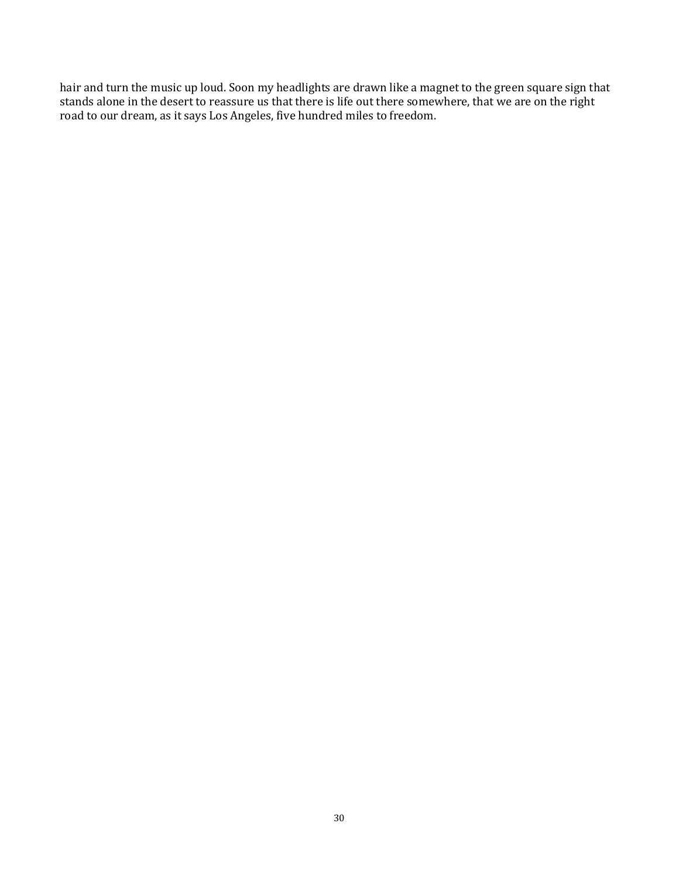hair and turn the music up loud. Soon my headlights are drawn like a magnet to the green square sign that stands alone in the desert to reassure us that there is life out there somewhere, that we are on the right road to our dream, as it says Los Angeles, five hundred miles to freedom.